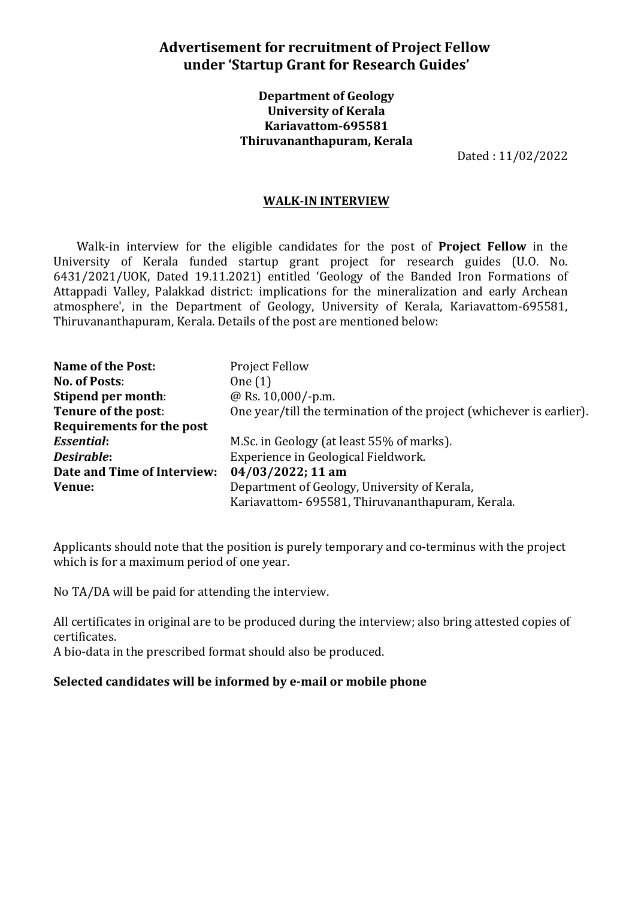# Advertisement for recruitment of Project Fellow under 'Startup Grant for Research Guides'

**Department of Geology**
**University of Kerala**
**Kariavattom-695581**
**Thiruvananthapuram, Kerala**

Dated : 11/02/2022

## WALK-IN INTERVIEW

Walk-in interview for the eligible candidates for the post of **Project Fellow** in the University of Kerala funded startup grant project for research guides (U.O. No. 6431/2021/UOK, Dated 19.11.2021) entitled 'Geology of the Banded Iron Formations of Attappadi Valley, Palakkad district: implications for the mineralization and early Archean atmosphere', in the Department of Geology, University of Kerala, Kariavattom-695581, Thiruvananthapuram, Kerala. Details of the post are mentioned below:

| | |
|---|---|
| **Name of the Post:** | Project Fellow |
| **No. of Posts**: | One (1) |
| **Stipend per month**: | @ Rs. 10,000/-p.m. |
| **Tenure of the post**: | One year/till the termination of the project (whichever is earlier). |
| **Requirements for the post** | |
| ***Essential*:** | M.Sc. in Geology (at least 55% of marks). |
| ***Desirable*:** | Experience in Geological Fieldwork. |
| **Date and Time of Interview:** | **04/03/2022; 11 am** |
| **Venue:** | Department of Geology, University of Kerala, Kariavattom- 695581, Thiruvananthapuram, Kerala. |

Applicants should note that the position is purely temporary and co-terminus with the project which is for a maximum period of one year.

No TA/DA will be paid for attending the interview.

All certificates in original are to be produced during the interview; also bring attested copies of certificates.
A bio-data in the prescribed format should also be produced.

**Selected candidates will be informed by e-mail or mobile phone**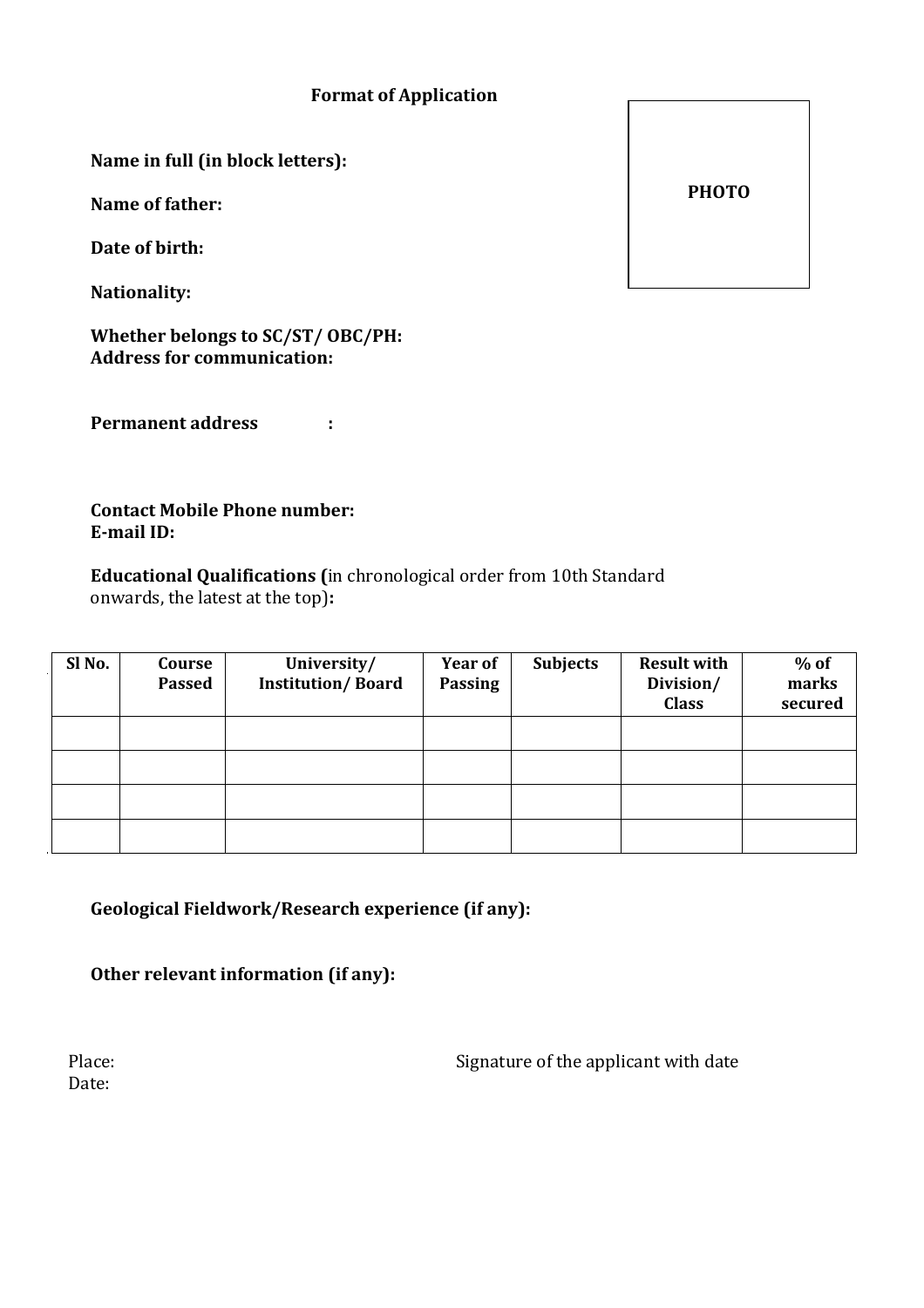**Format of Application**

PHOTO

**Name in full (in block letters):**

**Name of father:**

**Date of birth:**

**Nationality:**

**Whether belongs to SC/ST/ OBC/PH:**
**Address for communication:**

**Permanent address :**

**Contact Mobile Phone number:**
**E-mail ID:**

**Educational Qualifications (**in chronological order from 10th Standard onwards, the latest at the top)**:**

| Sl No. | Course Passed | University/ Institution/ Board | Year of Passing | Subjects | Result with Division/ Class | % of marks secured |
|---|---|---|---|---|---|---|
| | | | | | | |
| | | | | | | |
| | | | | | | |
| | | | | | | |

**Geological Fieldwork/Research experience (if any):**

**Other relevant information (if any):**

Place:
Date:

Signature of the applicant with date